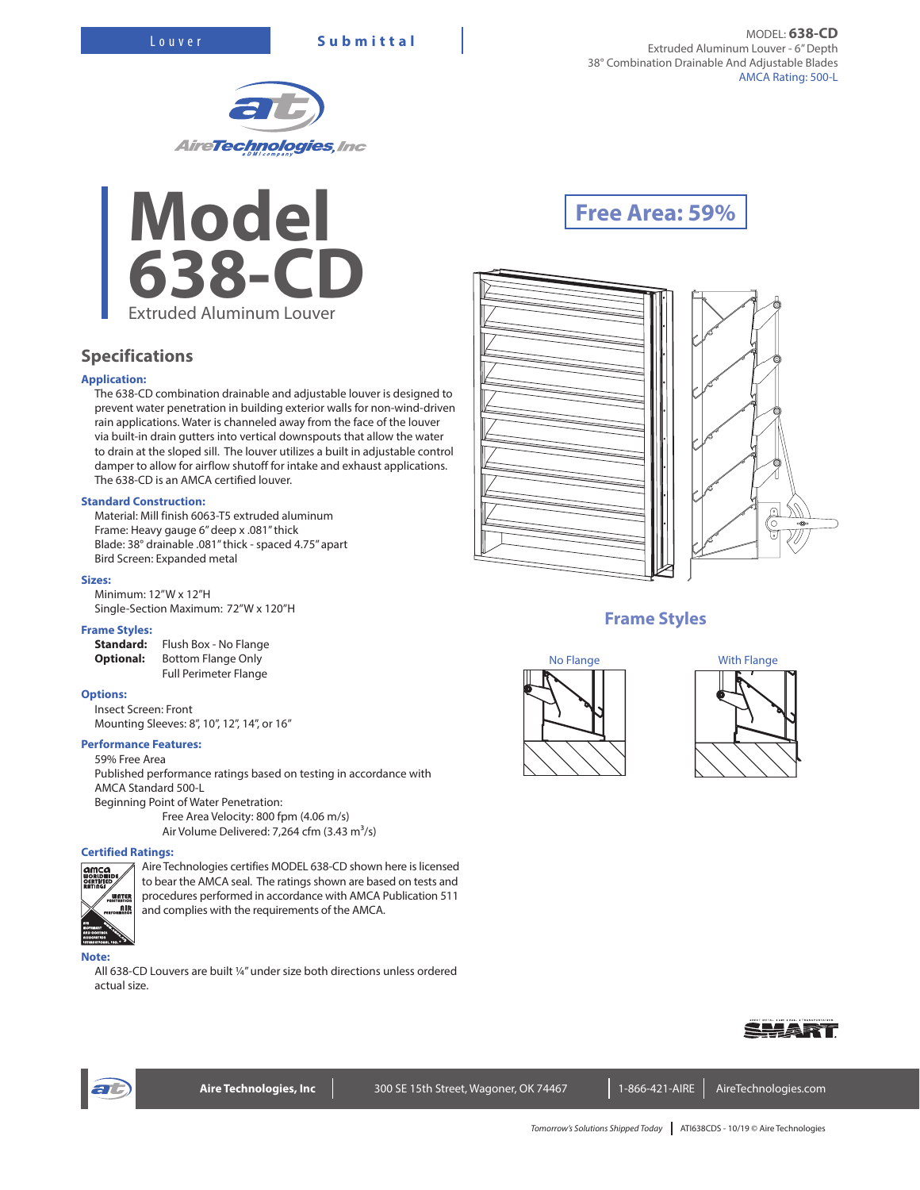Louver **Submittal**

MODEL: **638-CD**
Extruded Aluminum Louver - 6" Depth
38° Combination Drainable And Adjustable Blades
AMCA Rating: 500-L

AireTechnologies, Inc

# Model 638-CD

Extruded Aluminum Louver

**Free Area: 59%**

## Specifications

### Application:

The 638-CD combination drainable and adjustable louver is designed to prevent water penetration in building exterior walls for non-wind-driven rain applications. Water is channeled away from the face of the louver via built-in drain gutters into vertical downspouts that allow the water to drain at the sloped sill. The louver utilizes a built in adjustable control damper to allow for airflow shutoff for intake and exhaust applications. The 638-CD is an AMCA certified louver.

### Standard Construction:

Material: Mill finish 6063-T5 extruded aluminum
Frame: Heavy gauge 6" deep x .081" thick
Blade: 38° drainable .081" thick - spaced 4.75" apart
Bird Screen: Expanded metal

### Sizes:

Minimum: 12"W x 12"H
Single-Section Maximum: 72"W x 120"H

### Frame Styles:

**Standard:** Flush Box - No Flange
**Optional:** Bottom Flange Only
Full Perimeter Flange

### Options:

Insect Screen: Front
Mounting Sleeves: 8", 10", 12", 14", or 16"

### Performance Features:

59% Free Area
Published performance ratings based on testing in accordance with AMCA Standard 500-L
Beginning Point of Water Penetration:
Free Area Velocity: 800 fpm (4.06 m/s)
Air Volume Delivered: 7,264 cfm (3.43 $m^3$/s)

### Certified Ratings:

Aire Technologies certifies MODEL 638-CD shown here is licensed to bear the AMCA seal. The ratings shown are based on tests and procedures performed in accordance with AMCA Publication 511 and complies with the requirements of the AMCA.

### Note:

All 638-CD Louvers are built ¼" under size both directions unless ordered actual size.

## Frame Styles

No Flange

With Flange

Aire Technologies, Inc | 300 SE 15th Street, Wagoner, OK 74467 | 1-866-421-AIRE | AireTechnologies.com

*Tomorrow's Solutions Shipped Today* | ATI638CDS - 10/19 © Aire Technologies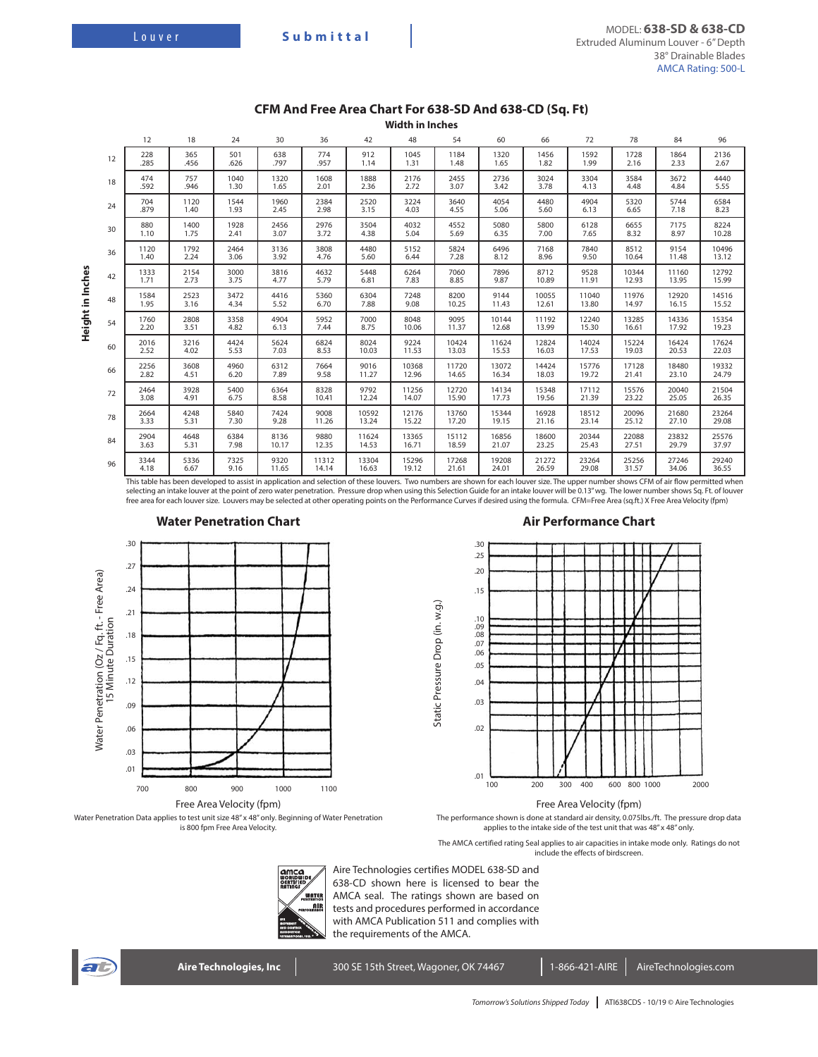Louver **Submittal**

MODEL: **638-SD & 638-CD**
Extruded Aluminum Louver - 6" Depth
38° Drainable Blades
AMCA Rating: 500-L

## CFM And Free Area Chart For 638-SD And 638-CD (Sq. Ft)

| Height in Inches \ Width in Inches | 12 | 18 | 24 | 30 | 36 | 42 | 48 | 54 | 60 | 66 | 72 | 78 | 84 | 96 |
|---|---|---|---|---|---|---|---|---|---|---|---|---|---|---|
| 12 | 228<br>.285 | 365<br>.456 | 501<br>.626 | 638<br>.797 | 774<br>.957 | 912<br>1.14 | 1045<br>1.31 | 1184<br>1.48 | 1320<br>1.65 | 1456<br>1.82 | 1592<br>1.99 | 1728<br>2.16 | 1864<br>2.33 | 2136<br>2.67 |
| 18 | 474<br>.592 | 757<br>.946 | 1040<br>1.30 | 1320<br>1.65 | 1608<br>2.01 | 1888<br>2.36 | 2176<br>2.72 | 2455<br>3.07 | 2736<br>3.42 | 3024<br>3.78 | 3304<br>4.13 | 3584<br>4.48 | 3672<br>4.84 | 4440<br>5.55 |
| 24 | 704<br>.879 | 1120<br>1.40 | 1544<br>1.93 | 1960<br>2.45 | 2384<br>2.98 | 2520<br>3.15 | 3224<br>4.03 | 3640<br>4.55 | 4054<br>5.06 | 4480<br>5.60 | 4904<br>6.13 | 5320<br>6.65 | 5744<br>7.18 | 6584<br>8.23 |
| 30 | 880<br>1.10 | 1400<br>1.75 | 1928<br>2.41 | 2456<br>3.07 | 2976<br>3.72 | 3504<br>4.38 | 4032<br>5.04 | 4552<br>5.69 | 5080<br>6.35 | 5800<br>7.00 | 6128<br>7.65 | 6655<br>8.32 | 7175<br>8.97 | 8224<br>10.28 |
| 36 | 1120<br>1.40 | 1792<br>2.24 | 2464<br>3.06 | 3136<br>3.92 | 3808<br>4.76 | 4480<br>5.60 | 5152<br>6.44 | 5824<br>7.28 | 6496<br>8.12 | 7168<br>8.96 | 7840<br>9.50 | 8512<br>10.64 | 9154<br>11.48 | 10496<br>13.12 |
| 42 | 1333<br>1.71 | 2154<br>2.73 | 3000<br>3.75 | 3816<br>4.77 | 4632<br>5.79 | 5448<br>6.81 | 6264<br>7.83 | 7060<br>8.85 | 7896<br>9.87 | 8712<br>10.89 | 9528<br>11.91 | 10344<br>12.93 | 11160<br>13.95 | 12792<br>15.99 |
| 48 | 1584<br>1.95 | 2523<br>3.16 | 3472<br>4.34 | 4416<br>5.52 | 5360<br>6.70 | 6304<br>7.88 | 7248<br>9.08 | 8200<br>10.25 | 9144<br>11.43 | 10055<br>12.61 | 11040<br>13.80 | 11976<br>14.97 | 12920<br>16.15 | 14516<br>15.52 |
| 54 | 1760<br>2.20 | 2808<br>3.51 | 3358<br>4.82 | 4904<br>6.13 | 5952<br>7.44 | 7000<br>8.75 | 8048<br>10.06 | 9095<br>11.37 | 10144<br>12.68 | 11192<br>13.99 | 12240<br>15.30 | 13285<br>16.61 | 14336<br>17.92 | 15354<br>19.23 |
| 60 | 2016<br>2.52 | 3216<br>4.02 | 4424<br>5.53 | 5624<br>7.03 | 6824<br>8.53 | 8024<br>10.03 | 9224<br>11.53 | 10424<br>13.03 | 11624<br>15.53 | 12824<br>16.03 | 14024<br>17.53 | 15224<br>19.03 | 16424<br>20.53 | 17624<br>22.03 |
| 66 | 2256<br>2.82 | 3608<br>4.51 | 4960<br>6.20 | 6312<br>7.89 | 7664<br>9.58 | 9016<br>11.27 | 10368<br>12.96 | 11720<br>14.65 | 13072<br>16.34 | 14424<br>18.03 | 15776<br>19.72 | 17128<br>21.41 | 18480<br>23.10 | 19332<br>24.79 |
| 72 | 2464<br>3.08 | 3928<br>4.91 | 5400<br>6.75 | 6364<br>8.58 | 8328<br>10.41 | 9792<br>12.24 | 11256<br>14.07 | 12720<br>15.90 | 14134<br>17.73 | 15348<br>19.56 | 17112<br>21.39 | 15576<br>23.22 | 20040<br>25.05 | 21504<br>26.35 |
| 78 | 2664<br>3.33 | 4248<br>5.31 | 5840<br>7.30 | 7424<br>9.28 | 9008<br>11.26 | 10592<br>13.24 | 12176<br>15.22 | 13760<br>17.20 | 15344<br>19.15 | 16928<br>21.16 | 18512<br>23.14 | 20096<br>25.12 | 21680<br>27.10 | 23264<br>29.08 |
| 84 | 2904<br>3.63 | 4648<br>5.31 | 6384<br>7.98 | 8136<br>10.17 | 9880<br>12.35 | 11624<br>14.53 | 13365<br>16.71 | 15112<br>18.59 | 16856<br>21.07 | 18600<br>23.25 | 20344<br>25.43 | 22088<br>27.51 | 23832<br>29.79 | 25576<br>37.97 |
| 96 | 3344<br>4.18 | 5336<br>6.67 | 7325<br>9.16 | 9320<br>11.65 | 11312<br>14.14 | 13304<br>16.63 | 15296<br>19.12 | 17268<br>21.61 | 19208<br>24.01 | 21272<br>26.59 | 23264<br>29.08 | 25256<br>31.57 | 27246<br>34.06 | 29240<br>36.55 |

This table has been developed to assist in application and selection of these louvers. Two numbers are shown for each louver size. The upper number shows CFM of air flow permitted when selecting an intake louver at the point of zero water penetration. Pressure drop when using this Selection Guide for an intake louver will be 0.13" wg. The lower number shows Sq. Ft. of louver free area for each louver size. Louvers may be selected at other operating points on the Performance Curves if desired using the formula. CFM=Free Area (sq.ft.) X Free Area Velocity (fpm)

### Water Penetration Chart

Water Penetration (Oz / Fq. ft. - Free Area) 15 Minute Duration

.30
.27
.24
.21
.18
.15
.12
.09
.06
.03
.01

700 800 900 1000 1100

Free Area Velocity (fpm)

Water Penetration Data applies to test unit size 48" x 48" only. Beginning of Water Penetration is 800 fpm Free Area Velocity.

### Air Performance Chart

Static Pressure Drop (in. w.g.)

.30
.25
.20
.15
.10
.09
.08
.07
.06
.05
.04
.03
.02
.01

100 200 300 400 600 800 1000 2000

Free Area Velocity (fpm)

The performance shown is done at standard air density, 0.075lbs./ft. The pressure drop data applies to the intake side of the test unit that was 48" x 48" only.

The AMCA certified rating Seal applies to air capacities in intake mode only. Ratings do not include the effects of birdscreen.

Aire Technologies certifies MODEL 638-SD and 638-CD shown here is licensed to bear the AMCA seal. The ratings shown are based on tests and procedures performed in accordance with AMCA Publication 511 and complies with the requirements of the AMCA.

**Aire Technologies, Inc** | 300 SE 15th Street, Wagoner, OK 74467 | 1-866-421-AIRE | AireTechnologies.com

*Tomorrow's Solutions Shipped Today* | ATI638CDS - 10/19 © Aire Technologies